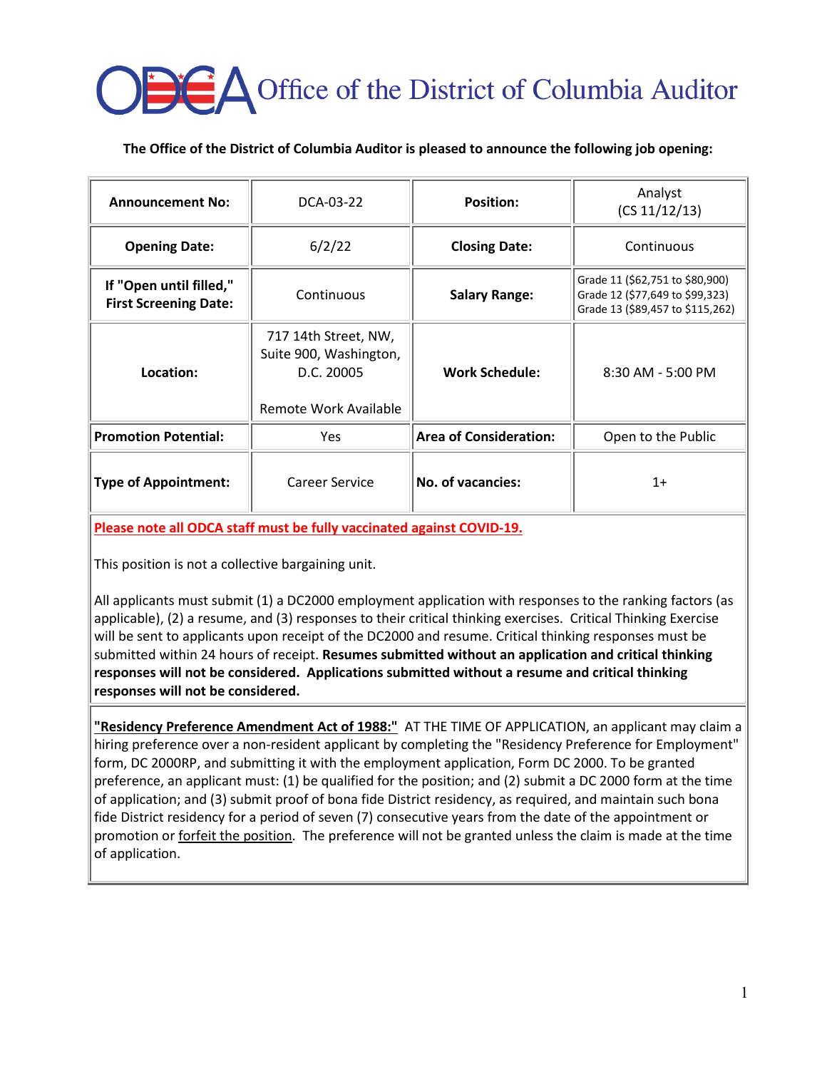# Office of the District of Columbia Auditor

**The Office of the District of Columbia Auditor is pleased to announce the following job opening:**

| **Announcement No:** | DCA-03-22 | **Position:** | Analyst (CS 11/12/13) |
|---|---|---|---|
| **Opening Date:** | 6/2/22 | **Closing Date:** | Continuous |
| **If "Open until filled," First Screening Date:** | Continuous | **Salary Range:** | Grade 11 ($62,751 to $80,900) Grade 12 ($77,649 to $99,323) Grade 13 ($89,457 to $115,262) |
| **Location:** | 717 14th Street, NW, Suite 900, Washington, D.C. 20005<br><br>Remote Work Available | **Work Schedule:** | 8:30 AM - 5:00 PM |
| **Promotion Potential:** | Yes | **Area of Consideration:** | Open to the Public |
| **Type of Appointment:** | Career Service | **No. of vacancies:** | 1+ |

**Please note all ODCA staff must be fully vaccinated against COVID-19.**

This position is not a collective bargaining unit.

All applicants must submit (1) a DC2000 employment application with responses to the ranking factors (as applicable), (2) a resume, and (3) responses to their critical thinking exercises. Critical Thinking Exercise will be sent to applicants upon receipt of the DC2000 and resume. Critical thinking responses must be submitted within 24 hours of receipt. **Resumes submitted without an application and critical thinking responses will not be considered. Applications submitted without a resume and critical thinking responses will not be considered.**

**"Residency Preference Amendment Act of 1988:"** AT THE TIME OF APPLICATION, an applicant may claim a hiring preference over a non-resident applicant by completing the "Residency Preference for Employment" form, DC 2000RP, and submitting it with the employment application, Form DC 2000. To be granted preference, an applicant must: (1) be qualified for the position; and (2) submit a DC 2000 form at the time of application; and (3) submit proof of bona fide District residency, as required, and maintain such bona fide District residency for a period of seven (7) consecutive years from the date of the appointment or promotion or forfeit the position. The preference will not be granted unless the claim is made at the time of application.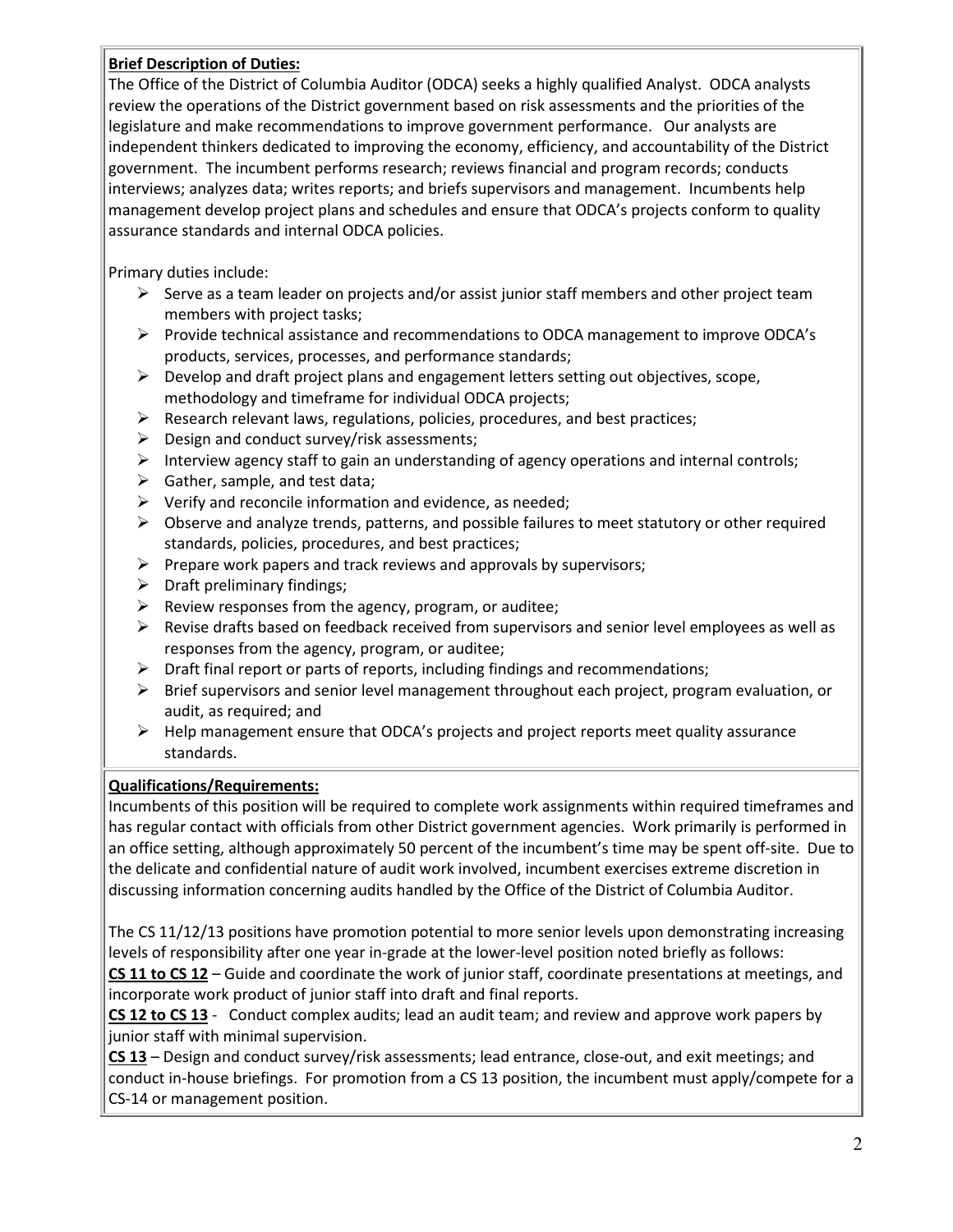**Brief Description of Duties:**

The Office of the District of Columbia Auditor (ODCA) seeks a highly qualified Analyst. ODCA analysts review the operations of the District government based on risk assessments and the priorities of the legislature and make recommendations to improve government performance. Our analysts are independent thinkers dedicated to improving the economy, efficiency, and accountability of the District government. The incumbent performs research; reviews financial and program records; conducts interviews; analyzes data; writes reports; and briefs supervisors and management. Incumbents help management develop project plans and schedules and ensure that ODCA's projects conform to quality assurance standards and internal ODCA policies.

Primary duties include:

- Serve as a team leader on projects and/or assist junior staff members and other project team members with project tasks;
- Provide technical assistance and recommendations to ODCA management to improve ODCA's products, services, processes, and performance standards;
- Develop and draft project plans and engagement letters setting out objectives, scope, methodology and timeframe for individual ODCA projects;
- Research relevant laws, regulations, policies, procedures, and best practices;
- Design and conduct survey/risk assessments;
- Interview agency staff to gain an understanding of agency operations and internal controls;
- Gather, sample, and test data;
- Verify and reconcile information and evidence, as needed;
- Observe and analyze trends, patterns, and possible failures to meet statutory or other required standards, policies, procedures, and best practices;
- Prepare work papers and track reviews and approvals by supervisors;
- Draft preliminary findings;
- Review responses from the agency, program, or auditee;
- Revise drafts based on feedback received from supervisors and senior level employees as well as responses from the agency, program, or auditee;
- Draft final report or parts of reports, including findings and recommendations;
- Brief supervisors and senior level management throughout each project, program evaluation, or audit, as required; and
- Help management ensure that ODCA's projects and project reports meet quality assurance standards.

**Qualifications/Requirements:**

Incumbents of this position will be required to complete work assignments within required timeframes and has regular contact with officials from other District government agencies. Work primarily is performed in an office setting, although approximately 50 percent of the incumbent's time may be spent off-site. Due to the delicate and confidential nature of audit work involved, incumbent exercises extreme discretion in discussing information concerning audits handled by the Office of the District of Columbia Auditor.

The CS 11/12/13 positions have promotion potential to more senior levels upon demonstrating increasing levels of responsibility after one year in-grade at the lower-level position noted briefly as follows:

**CS 11 to CS 12** – Guide and coordinate the work of junior staff, coordinate presentations at meetings, and incorporate work product of junior staff into draft and final reports.

**CS 12 to CS 13** - Conduct complex audits; lead an audit team; and review and approve work papers by junior staff with minimal supervision.

**CS 13** – Design and conduct survey/risk assessments; lead entrance, close-out, and exit meetings; and conduct in-house briefings. For promotion from a CS 13 position, the incumbent must apply/compete for a CS-14 or management position.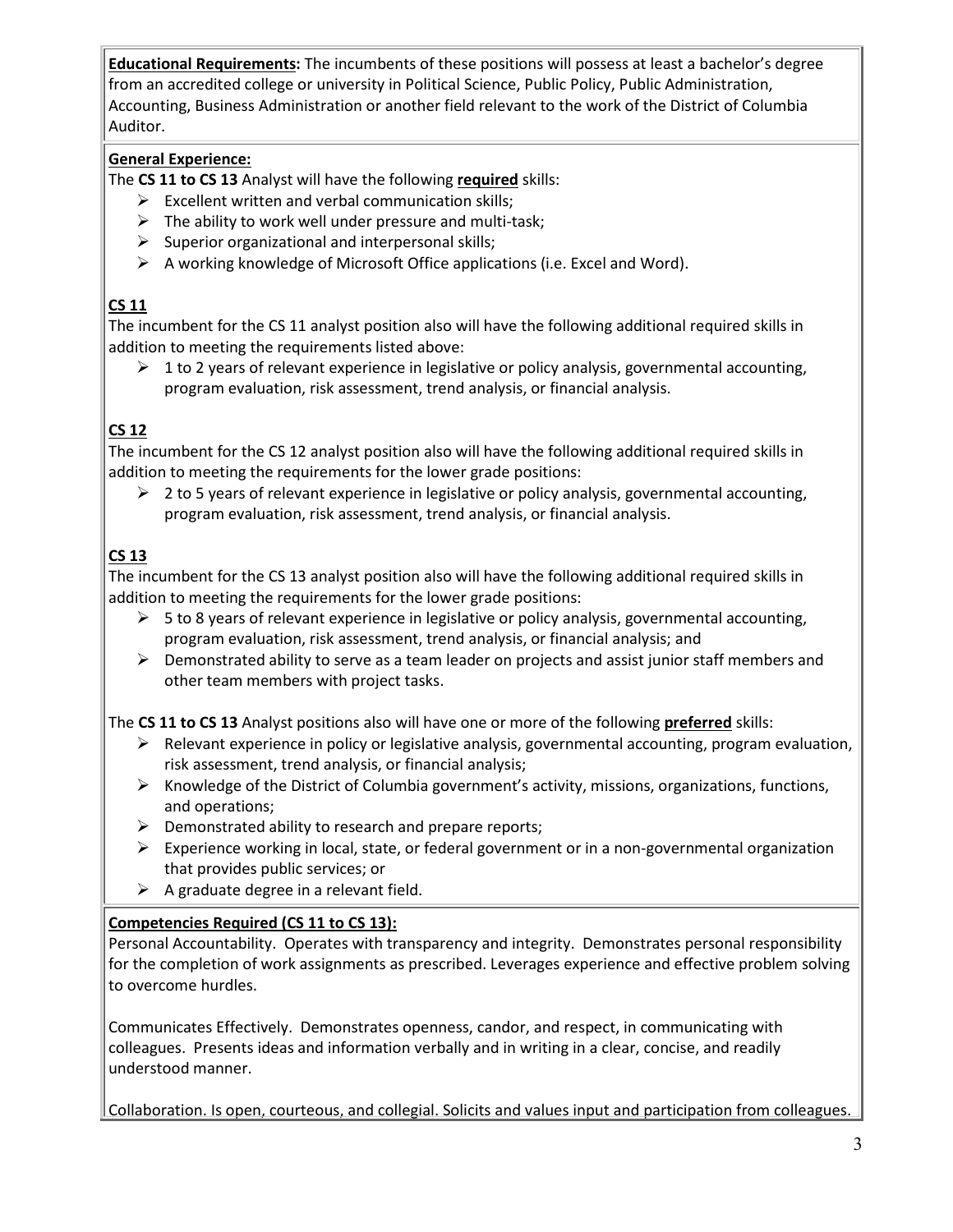**Educational Requirements:** The incumbents of these positions will possess at least a bachelor's degree from an accredited college or university in Political Science, Public Policy, Public Administration, Accounting, Business Administration or another field relevant to the work of the District of Columbia Auditor.

**General Experience:**

The **CS 11 to CS 13** Analyst will have the following **required** skills:

- Excellent written and verbal communication skills;
- The ability to work well under pressure and multi-task;
- Superior organizational and interpersonal skills;
- A working knowledge of Microsoft Office applications (i.e. Excel and Word).

**CS 11**

The incumbent for the CS 11 analyst position also will have the following additional required skills in addition to meeting the requirements listed above:

- 1 to 2 years of relevant experience in legislative or policy analysis, governmental accounting, program evaluation, risk assessment, trend analysis, or financial analysis.

**CS 12**

The incumbent for the CS 12 analyst position also will have the following additional required skills in addition to meeting the requirements for the lower grade positions:

- 2 to 5 years of relevant experience in legislative or policy analysis, governmental accounting, program evaluation, risk assessment, trend analysis, or financial analysis.

**CS 13**

The incumbent for the CS 13 analyst position also will have the following additional required skills in addition to meeting the requirements for the lower grade positions:

- 5 to 8 years of relevant experience in legislative or policy analysis, governmental accounting, program evaluation, risk assessment, trend analysis, or financial analysis; and
- Demonstrated ability to serve as a team leader on projects and assist junior staff members and other team members with project tasks.

The **CS 11 to CS 13** Analyst positions also will have one or more of the following **preferred** skills:

- Relevant experience in policy or legislative analysis, governmental accounting, program evaluation, risk assessment, trend analysis, or financial analysis;
- Knowledge of the District of Columbia government's activity, missions, organizations, functions, and operations;
- Demonstrated ability to research and prepare reports;
- Experience working in local, state, or federal government or in a non-governmental organization that provides public services; or
- A graduate degree in a relevant field.

**Competencies Required (CS 11 to CS 13):**

Personal Accountability. Operates with transparency and integrity. Demonstrates personal responsibility for the completion of work assignments as prescribed. Leverages experience and effective problem solving to overcome hurdles.

Communicates Effectively. Demonstrates openness, candor, and respect, in communicating with colleagues. Presents ideas and information verbally and in writing in a clear, concise, and readily understood manner.

Collaboration. Is open, courteous, and collegial. Solicits and values input and participation from colleagues.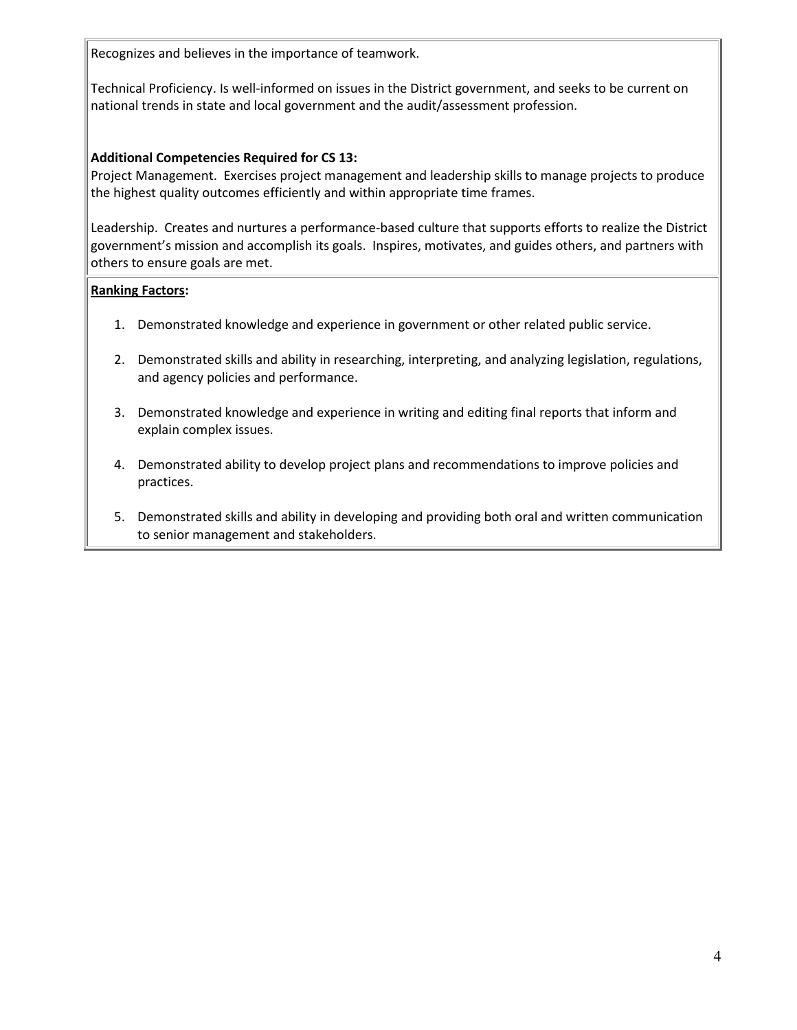Recognizes and believes in the importance of teamwork.

Technical Proficiency. Is well-informed on issues in the District government, and seeks to be current on national trends in state and local government and the audit/assessment profession.

**Additional Competencies Required for CS 13:**
Project Management. Exercises project management and leadership skills to manage projects to produce the highest quality outcomes efficiently and within appropriate time frames.

Leadership. Creates and nurtures a performance-based culture that supports efforts to realize the District government's mission and accomplish its goals. Inspires, motivates, and guides others, and partners with others to ensure goals are met.

**Ranking Factors:**

1. Demonstrated knowledge and experience in government or other related public service.
2. Demonstrated skills and ability in researching, interpreting, and analyzing legislation, regulations, and agency policies and performance.
3. Demonstrated knowledge and experience in writing and editing final reports that inform and explain complex issues.
4. Demonstrated ability to develop project plans and recommendations to improve policies and practices.
5. Demonstrated skills and ability in developing and providing both oral and written communication to senior management and stakeholders.